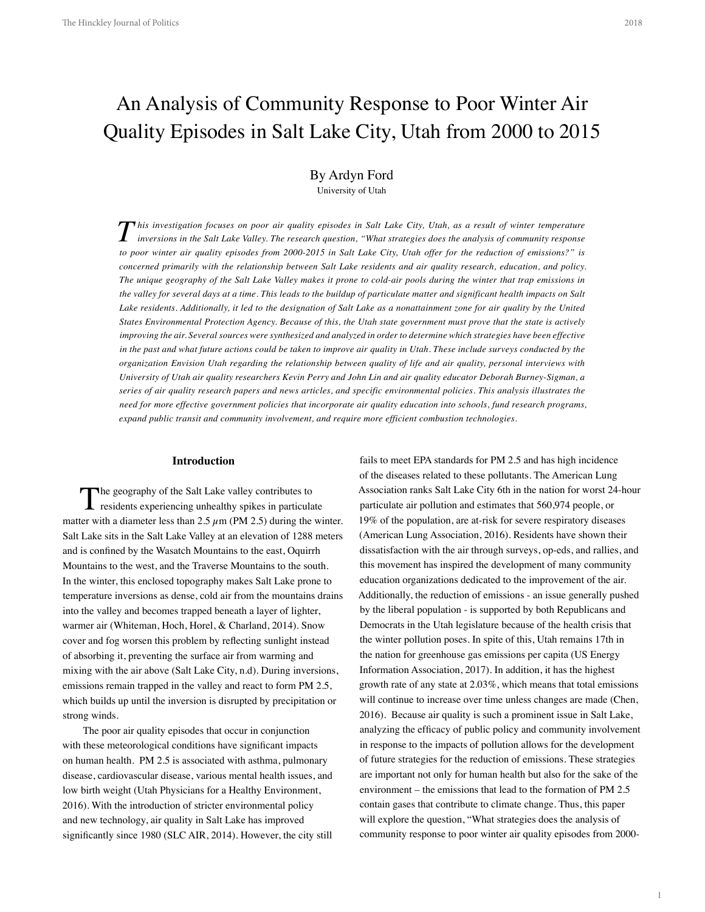# An Analysis of Community Response to Poor Winter Air Quality Episodes in Salt Lake City, Utah from 2000 to 2015

By Ardyn Ford

University of Utah

*This investigation focuses on poor air quality episodes in Salt Lake City, Utah, as a result of winter temperature inversions in the Salt Lake Valley. The research question, "What strategies does the analysis of community response to poor winter air quality episodes from 2000-2015 in Salt Lake City, Utah offer for the reduction of emissions?" is concerned primarily with the relationship between Salt Lake residents and air quality research, education, and policy. The unique geography of the Salt Lake Valley makes it prone to cold-air pools during the winter that trap emissions in the valley for several days at a time. This leads to the buildup of particulate matter and significant health impacts on Salt Lake residents. Additionally, it led to the designation of Salt Lake as a nonattainment zone for air quality by the United States Environmental Protection Agency. Because of this, the Utah state government must prove that the state is actively improving the air. Several sources were synthesized and analyzed in order to determine which strategies have been effective in the past and what future actions could be taken to improve air quality in Utah. These include surveys conducted by the organization Envision Utah regarding the relationship between quality of life and air quality, personal interviews with University of Utah air quality researchers Kevin Perry and John Lin and air quality educator Deborah Burney-Sigman, a series of air quality research papers and news articles, and specific environmental policies. This analysis illustrates the need for more effective government policies that incorporate air quality education into schools, fund research programs, expand public transit and community involvement, and require more efficient combustion technologies.*

## Introduction

The geography of the Salt Lake valley contributes to residents experiencing unhealthy spikes in particulate matter with a diameter less than 2.5 $\mu$m (PM 2.5) during the winter. Salt Lake sits in the Salt Lake Valley at an elevation of 1288 meters and is confined by the Wasatch Mountains to the east, Oquirrh Mountains to the west, and the Traverse Mountains to the south. In the winter, this enclosed topography makes Salt Lake prone to temperature inversions as dense, cold air from the mountains drains into the valley and becomes trapped beneath a layer of lighter, warmer air (Whiteman, Hoch, Horel, & Charland, 2014). Snow cover and fog worsen this problem by reflecting sunlight instead of absorbing it, preventing the surface air from warming and mixing with the air above (Salt Lake City, n.d). During inversions, emissions remain trapped in the valley and react to form PM 2.5, which builds up until the inversion is disrupted by precipitation or strong winds.

The poor air quality episodes that occur in conjunction with these meteorological conditions have significant impacts on human health. PM 2.5 is associated with asthma, pulmonary disease, cardiovascular disease, various mental health issues, and low birth weight (Utah Physicians for a Healthy Environment, 2016). With the introduction of stricter environmental policy and new technology, air quality in Salt Lake has improved significantly since 1980 (SLC AIR, 2014). However, the city still fails to meet EPA standards for PM 2.5 and has high incidence of the diseases related to these pollutants. The American Lung Association ranks Salt Lake City 6th in the nation for worst 24-hour particulate air pollution and estimates that 560,974 people, or 19% of the population, are at-risk for severe respiratory diseases (American Lung Association, 2016). Residents have shown their dissatisfaction with the air through surveys, op-eds, and rallies, and this movement has inspired the development of many community education organizations dedicated to the improvement of the air. Additionally, the reduction of emissions - an issue generally pushed by the liberal population - is supported by both Republicans and Democrats in the Utah legislature because of the health crisis that the winter pollution poses. In spite of this, Utah remains 17th in the nation for greenhouse gas emissions per capita (US Energy Information Association, 2017). In addition, it has the highest growth rate of any state at 2.03%, which means that total emissions will continue to increase over time unless changes are made (Chen, 2016). Because air quality is such a prominent issue in Salt Lake, analyzing the efficacy of public policy and community involvement in response to the impacts of pollution allows for the development of future strategies for the reduction of emissions. These strategies are important not only for human health but also for the sake of the environment – the emissions that lead to the formation of PM 2.5 contain gases that contribute to climate change. Thus, this paper will explore the question, "What strategies does the analysis of community response to poor winter air quality episodes from 2000-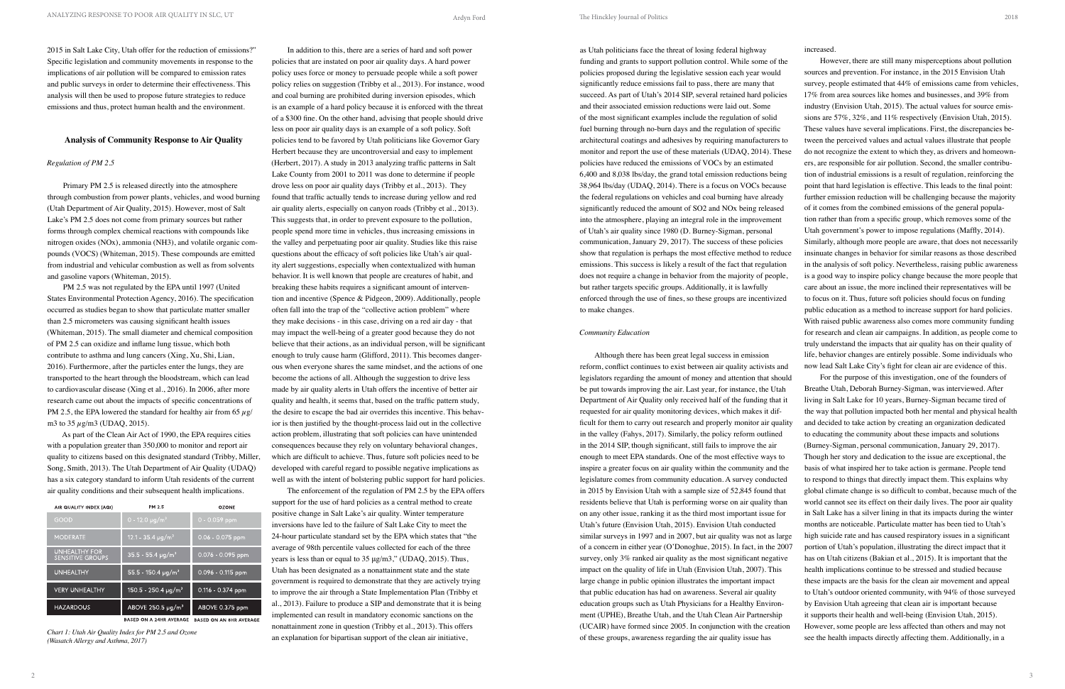2015 in Salt Lake City, Utah offer for the reduction of emissions?" Specific legislation and community movements in response to the implications of air pollution will be compared to emission rates and public surveys in order to determine their effectiveness. This analysis will then be used to propose future strategies to reduce emissions and thus, protect human health and the environment.

## Analysis of Community Response to Air Quality

### *Regulation of PM 2.5*

Primary PM 2.5 is released directly into the atmosphere through combustion from power plants, vehicles, and wood burning (Utah Department of Air Quality, 2015). However, most of Salt Lake's PM 2.5 does not come from primary sources but rather forms through complex chemical reactions with compounds like nitrogen oxides (NOx), ammonia (NH3), and volatile organic compounds (VOCS) (Whiteman, 2015). These compounds are emitted from industrial and vehicular combustion as well as from solvents and gasoline vapors (Whiteman, 2015).

PM 2.5 was not regulated by the EPA until 1997 (United States Environmental Protection Agency, 2016). The specification occurred as studies began to show that particulate matter smaller than 2.5 micrometers was causing significant health issues (Whiteman, 2015). The small diameter and chemical composition of PM 2.5 can oxidize and inflame lung tissue, which both contribute to asthma and lung cancers (Xing, Xu, Shi, Lian, 2016). Furthermore, after the particles enter the lungs, they are transported to the heart through the bloodstream, which can lead to cardiovascular disease (Xing et al., 2016). In 2006, after more research came out about the impacts of specific concentrations of PM 2.5, the EPA lowered the standard for healthy air from 65 µg/m3 to 35 µg/m3 (UDAQ, 2015).

As part of the Clean Air Act of 1990, the EPA requires cities with a population greater than 350,000 to monitor and report air quality to citizens based on this designated standard (Tribby, Miller, Song, Smith, 2013). The Utah Department of Air Quality (UDAQ) has a six category standard to inform Utah residents of the current air quality conditions and their subsequent health implications.

| AIR QUALITY INDEX (AQI) | PM 2.5 | OZONE |
|---|---|---|
| GOOD | 0 - 12.0 µg/m³ | 0 - 0.059 ppm |
| MODERATE | 12.1 - 35.4 µg/m³ | 0.06 - 0.075 ppm |
| UNHEALTHY FOR SENSITIVE GROUPS | 35.5 - 55.4 µg/m³ | 0.076 - 0.095 ppm |
| UNHEALTHY | 55.5 - 150.4 µg/m³ | 0.096 - 0.115 ppm |
| VERY UNHEALTHY | 150.5 - 250.4 µg/m³ | 0.116 - 0.374 ppm |
| HAZARDOUS | ABOVE 250.5 µg/m³ | ABOVE 0.375 ppm |
| | BASED ON A 24HR AVERAGE | BASED ON AN 8HR AVERAGE |

*Chart 1: Utah Air Quality Index for PM 2.5 and Ozone (Wasatch Allergy and Asthma, 2017)*

In addition to this, there are a series of hard and soft power policies that are instated on poor air quality days. A hard power policy uses force or money to persuade people while a soft power policy relies on suggestion (Tribby et al., 2013). For instance, wood and coal burning are prohibited during inversion episodes, which is an example of a hard policy because it is enforced with the threat of a $300 fine. On the other hand, advising that people should drive less on poor air quality days is an example of a soft policy. Soft policies tend to be favored by Utah politicians like Governor Gary Herbert because they are uncontroversial and easy to implement (Herbert, 2017). A study in 2013 analyzing traffic patterns in Salt Lake County from 2001 to 2011 was done to determine if people drove less on poor air quality days (Tribby et al., 2013). They found that traffic actually tends to increase during yellow and red air quality alerts, especially on canyon roads (Tribby et al., 2013). This suggests that, in order to prevent exposure to the pollution, people spend more time in vehicles, thus increasing emissions in the valley and perpetuating poor air quality. Studies like this raise questions about the efficacy of soft policies like Utah's air quality alert suggestions, especially when contextualized with human behavior. It is well known that people are creatures of habit, and breaking these habits requires a significant amount of intervention and incentive (Spence & Pidgeon, 2009). Additionally, people often fall into the trap of the "collective action problem" where they make decisions - in this case, driving on a red air day - that may impact the well-being of a greater good because they do not believe that their actions, as an individual person, will be significant enough to truly cause harm (Gifford, 2011). This becomes dangerous when everyone shares the same mindset, and the actions of one become the actions of all. Although the suggestion to drive less made by air quality alerts in Utah offers the incentive of better air quality and health, it seems that, based on the traffic pattern study, the desire to escape the bad air overrides this incentive. This behavior is then justified by the thought-process laid out in the collective action problem, illustrating that soft policies can have unintended consequences because they rely on voluntary behavioral changes, which are difficult to achieve. Thus, future soft policies need to be developed with careful regard to possible negative implications as well as with the intent of bolstering public support for hard policies.

The enforcement of the regulation of PM 2.5 by the EPA offers support for the use of hard policies as a central method to create positive change in Salt Lake's air quality. Winter temperature inversions have led to the failure of Salt Lake City to meet the 24-hour particulate standard set by the EPA which states that "the average of 98th percentile values collected for each of the three years is less than or equal to 35 µg/m3," (UDAQ, 2015). Thus, Utah has been designated as a nonattainment state and the state government is required to demonstrate that they are actively trying to improve the air through a State Implementation Plan (Tribby et al., 2013). Failure to produce a SIP and demonstrate that it is being implemented can result in mandatory economic sanctions on the nonattainment zone in question (Tribby et al., 2013). This offers an explanation for bipartisan support of the clean air initiative, as Utah politicians face the threat of losing federal highway funding and grants to support pollution control. While some of the policies proposed during the legislative session each year would significantly reduce emissions fail to pass, there are many that succeed. As part of Utah's 2014 SIP, several retained hard policies and their associated emission reductions were laid out. Some of the most significant examples include the regulation of solid fuel burning through no-burn days and the regulation of specific architectural coatings and adhesives by requiring manufacturers to monitor and report the use of these materials (UDAQ, 2014). These policies have reduced the emissions of VOCs by an estimated 6,400 and 8,038 lbs/day, the grand total emission reductions being 38,964 lbs/day (UDAQ, 2014). There is a focus on VOCs because the federal regulations on vehicles and coal burning have already significantly reduced the amount of SO2 and NOx being released into the atmosphere, playing an integral role in the improvement of Utah's air quality since 1980 (D. Burney-Sigman, personal communication, January 29, 2017). The success of these policies show that regulation is perhaps the most effective method to reduce emissions. This success is likely a result of the fact that regulation does not require a change in behavior from the majority of people, but rather targets specific groups. Additionally, it is lawfully enforced through the use of fines, so these groups are incentivized to make changes.

### *Community Education*

Although there has been great legal success in emission reform, conflict continues to exist between air quality activists and legislators regarding the amount of money and attention that should be put towards improving the air. Last year, for instance, the Utah Department of Air Quality only received half of the funding that it requested for air quality monitoring devices, which makes it difficult for them to carry out research and properly monitor air quality in the valley (Fahys, 2017). Similarly, the policy reform outlined in the 2014 SIP, though significant, still fails to improve the air enough to meet EPA standards. One of the most effective ways to inspire a greater focus on air quality within the community and the legislature comes from community education. A survey conducted in 2015 by Envision Utah with a sample size of 52,845 found that residents believe that Utah is performing worse on air quality than on any other issue, ranking it as the third most important issue for Utah's future (Envision Utah, 2015). Envision Utah conducted similar surveys in 1997 and in 2007, but air quality was not as large of a concern in either year (O'Donoghue, 2015). In fact, in the 2007 survey, only 3% ranked air quality as the most significant negative impact on the quality of life in Utah (Envision Utah, 2007). This large change in public opinion illustrates the important impact that public education has had on awareness. Several air quality education groups such as Utah Physicians for a Healthy Environment (UPHE), Breathe Utah, and the Utah Clean Air Partnership (UCAIR) have formed since 2005. In conjunction with the creation of these groups, awareness regarding the air quality issue has increased.

However, there are still many misperceptions about pollution sources and prevention. For instance, in the 2015 Envision Utah survey, people estimated that 44% of emissions came from vehicles, 17% from area sources like homes and businesses, and 39% from industry (Envision Utah, 2015). The actual values for source emissions are 57%, 32%, and 11% respectively (Envision Utah, 2015). These values have several implications. First, the discrepancies between the perceived values and actual values illustrate that people do not recognize the extent to which they, as drivers and homeowners, are responsible for air pollution. Second, the smaller contribution of industrial emissions is a result of regulation, reinforcing the point that hard legislation is effective. This leads to the final point: further emission reduction will be challenging because the majority of it comes from the combined emissions of the general population rather than from a specific group, which removes some of the Utah government's power to impose regulations (Maffly, 2014). Similarly, although more people are aware, that does not necessarily insinuate changes in behavior for similar reasons as those described in the analysis of soft policy. Nevertheless, raising public awareness is a good way to inspire policy change because the more people that care about an issue, the more inclined their representatives will be to focus on it. Thus, future soft policies should focus on funding public education as a method to increase support for hard policies. With raised public awareness also comes more community funding for research and clean air campaigns. In addition, as people come to truly understand the impacts that air quality has on their quality of life, behavior changes are entirely possible. Some individuals who now lead Salt Lake City's fight for clean air are evidence of this.

For the purpose of this investigation, one of the founders of Breathe Utah, Deborah Burney-Sigman, was interviewed. After living in Salt Lake for 10 years, Burney-Sigman became tired of the way that pollution impacted both her mental and physical health and decided to take action by creating an organization dedicated to educating the community about these impacts and solutions (Burney-Sigman, personal communication, January 29, 2017). Though her story and dedication to the issue are exceptional, the basis of what inspired her to take action is germane. People tend to respond to things that directly impact them. This explains why global climate change is so difficult to combat, because much of the world cannot see its effect on their daily lives. The poor air quality in Salt Lake has a silver lining in that its impacts during the winter months are noticeable. Particulate matter has been tied to Utah's high suicide rate and has caused respiratory issues in a significant portion of Utah's population, illustrating the direct impact that it has on Utah citizens (Bakian et al., 2015). It is important that the health implications continue to be stressed and studied because these impacts are the basis for the clean air movement and appeal to Utah's outdoor oriented community, with 94% of those surveyed by Envision Utah agreeing that clean air is important because it supports their health and well-being (Envision Utah, 2015). However, some people are less affected than others and may not see the health impacts directly affecting them. Additionally, in a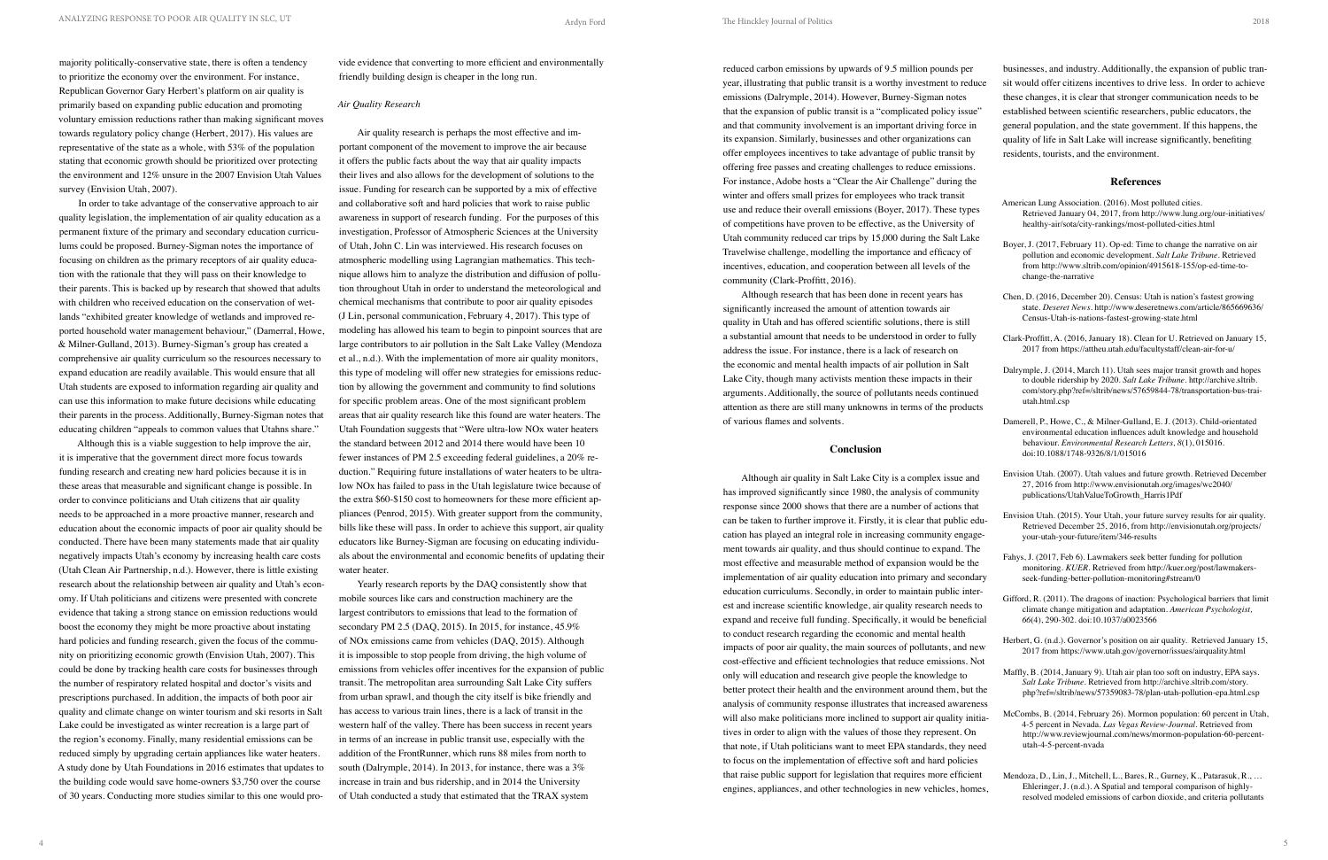majority politically-conservative state, there is often a tendency to prioritize the economy over the environment. For instance, Republican Governor Gary Herbert's platform on air quality is primarily based on expanding public education and promoting voluntary emission reductions rather than making significant moves towards regulatory policy change (Herbert, 2017). His values are representative of the state as a whole, with 53% of the population stating that economic growth should be prioritized over protecting the environment and 12% unsure in the 2007 Envision Utah Values survey (Envision Utah, 2007).

In order to take advantage of the conservative approach to air quality legislation, the implementation of air quality education as a permanent fixture of the primary and secondary education curriculums could be proposed. Burney-Sigman notes the importance of focusing on children as the primary receptors of air quality education with the rationale that they will pass on their knowledge to their parents. This is backed up by research that showed that adults with children who received education on the conservation of wetlands "exhibited greater knowledge of wetlands and improved reported household water management behaviour," (Damerral, Howe, & Milner-Gulland, 2013). Burney-Sigman's group has created a comprehensive air quality curriculum so the resources necessary to expand education are readily available. This would ensure that all Utah students are exposed to information regarding air quality and can use this information to make future decisions while educating their parents in the process. Additionally, Burney-Sigman notes that educating children "appeals to common values that Utahns share."

Although this is a viable suggestion to help improve the air, it is imperative that the government direct more focus towards funding research and creating new hard policies because it is in these areas that measurable and significant change is possible. In order to convince politicians and Utah citizens that air quality needs to be approached in a more proactive manner, research and education about the economic impacts of poor air quality should be conducted. There have been many statements made that air quality negatively impacts Utah's economy by increasing health care costs (Utah Clean Air Partnership, n.d.). However, there is little existing research about the relationship between air quality and Utah's economy. If Utah politicians and citizens were presented with concrete evidence that taking a strong stance on emission reductions would boost the economy they might be more proactive about instating hard policies and funding research, given the focus of the community on prioritizing economic growth (Envision Utah, 2007). This could be done by tracking health care costs for businesses through the number of respiratory related hospital and doctor's visits and prescriptions purchased. In addition, the impacts of both poor air quality and climate change on winter tourism and ski resorts in Salt Lake could be investigated as winter recreation is a large part of the region's economy. Finally, many residential emissions can be reduced simply by upgrading certain appliances like water heaters. A study done by Utah Foundations in 2016 estimates that updates to the building code would save home-owners \$3,750 over the course of 30 years. Conducting more studies similar to this one would provide evidence that converting to more efficient and environmentally friendly building design is cheaper in the long run.

### *Air Quality Research*

Air quality research is perhaps the most effective and important component of the movement to improve the air because it offers the public facts about the way that air quality impacts their lives and also allows for the development of solutions to the issue. Funding for research can be supported by a mix of effective and collaborative soft and hard policies that work to raise public awareness in support of research funding. For the purposes of this investigation, Professor of Atmospheric Sciences at the University of Utah, John C. Lin was interviewed. His research focuses on atmospheric modelling using Lagrangian mathematics. This technique allows him to analyze the distribution and diffusion of pollution throughout Utah in order to understand the meteorological and chemical mechanisms that contribute to poor air quality episodes (J Lin, personal communication, February 4, 2017). This type of modeling has allowed his team to begin to pinpoint sources that are large contributors to air pollution in the Salt Lake Valley (Mendoza et al., n.d.). With the implementation of more air quality monitors, this type of modeling will offer new strategies for emissions reduction by allowing the government and community to find solutions for specific problem areas. One of the most significant problem areas that air quality research like this found are water heaters. The Utah Foundation suggests that "Were ultra-low NOx water heaters the standard between 2012 and 2014 there would have been 10 fewer instances of PM 2.5 exceeding federal guidelines, a 20% reduction." Requiring future installations of water heaters to be ultra-low NOx has failed to pass in the Utah legislature twice because of the extra \$60-\$150 cost to homeowners for these more efficient appliances (Penrod, 2015). With greater support from the community, bills like these will pass. In order to achieve this support, air quality educators like Burney-Sigman are focusing on educating individuals about the environmental and economic benefits of updating their water heater.

Yearly research reports by the DAQ consistently show that mobile sources like cars and construction machinery are the largest contributors to emissions that lead to the formation of secondary PM 2.5 (DAQ, 2015). In 2015, for instance, 45.9% of NOx emissions came from vehicles (DAQ, 2015). Although it is impossible to stop people from driving, the high volume of emissions from vehicles offer incentives for the expansion of public transit. The metropolitan area surrounding Salt Lake City suffers from urban sprawl, and though the city itself is bike friendly and has access to various train lines, there is a lack of transit in the western half of the valley. There has been success in recent years in terms of an increase in public transit use, especially with the addition of the FrontRunner, which runs 88 miles from north to south (Dalrymple, 2014). In 2013, for instance, there was a 3% increase in train and bus ridership, and in 2014 the University of Utah conducted a study that estimated that the TRAX system reduced carbon emissions by upwards of 9.5 million pounds per year, illustrating that public transit is a worthy investment to reduce emissions (Dalrymple, 2014). However, Burney-Sigman notes that the expansion of public transit is a "complicated policy issue" and that community involvement is an important driving force in its expansion. Similarly, businesses and other organizations can offer employees incentives to take advantage of public transit by offering free passes and creating challenges to reduce emissions. For instance, Adobe hosts a "Clear the Air Challenge" during the winter and offers small prizes for employees who track transit use and reduce their overall emissions (Boyer, 2017). These types of competitions have proven to be effective, as the University of Utah community reduced car trips by 15,000 during the Salt Lake Travelwise challenge, modelling the importance and efficacy of incentives, education, and cooperation between all levels of the community (Clark-Proffitt, 2016).

Although research that has been done in recent years has significantly increased the amount of attention towards air quality in Utah and has offered scientific solutions, there is still a substantial amount that needs to be understood in order to fully address the issue. For instance, there is a lack of research on the economic and mental health impacts of air pollution in Salt Lake City, though many activists mention these impacts in their arguments. Additionally, the source of pollutants needs continued attention as there are still many unknowns in terms of the products of various flames and solvents.

## Conclusion

Although air quality in Salt Lake City is a complex issue and has improved significantly since 1980, the analysis of community response since 2000 shows that there are a number of actions that can be taken to further improve it. Firstly, it is clear that public education has played an integral role in increasing community engagement towards air quality, and thus should continue to expand. The most effective and measurable method of expansion would be the implementation of air quality education into primary and secondary education curriculums. Secondly, in order to maintain public interest and increase scientific knowledge, air quality research needs to expand and receive full funding. Specifically, it would be beneficial to conduct research regarding the economic and mental health impacts of poor air quality, the main sources of pollutants, and new cost-effective and efficient technologies that reduce emissions. Not only will education and research give people the knowledge to better protect their health and the environment around them, but the analysis of community response illustrates that increased awareness will also make politicians more inclined to support air quality initiatives in order to align with the values of those they represent. On that note, if Utah politicians want to meet EPA standards, they need to focus on the implementation of effective soft and hard policies that raise public support for legislation that requires more efficient engines, appliances, and other technologies in new vehicles, homes, businesses, and industry. Additionally, the expansion of public transit would offer citizens incentives to drive less. In order to achieve these changes, it is clear that stronger communication needs to be established between scientific researchers, public educators, the general population, and the state government. If this happens, the quality of life in Salt Lake will increase significantly, benefiting residents, tourists, and the environment.

## References

American Lung Association. (2016). Most polluted cities. Retrieved January 04, 2017, from http://www.lung.org/our-initiatives/healthy-air/sota/city-rankings/most-polluted-cities.html

Boyer, J. (2017, February 11). Op-ed: Time to change the narrative on air pollution and economic development. *Salt Lake Tribune*. Retrieved from http://www.sltrib.com/opinion/4915618-155/op-ed-time-to-change-the-narrative

Chen, D. (2016, December 20). Census: Utah is nation's fastest growing state. *Deseret News*. http://www.deseretnews.com/article/865669636/Census-Utah-is-nations-fastest-growing-state.html

Clark-Proffitt, A. (2016, January 18). Clean for U. Retrieved on January 15, 2017 from https://attheu.utah.edu/facultystaff/clean-air-for-u/

Dalrymple, J. (2014, March 11). Utah sees major transit growth and hopes to double ridership by 2020. *Salt Lake Tribune*. http://archive.sltrib.com/story.php?ref=/sltrib/news/57659844-78/transportation-bus-trai-utah.html.csp

Damerell, P., Howe, C., & Milner-Gulland, E. J. (2013). Child-orientated environmental education influences adult knowledge and household behaviour. *Environmental Research Letters, 8*(1), 015016. doi:10.1088/1748-9326/8/1/015016

Envision Utah. (2007). Utah values and future growth. Retrieved December 27, 2016 from http://www.envisionutah.org/images/wc2040/publications/UtahValueToGrowth_Harris1Pdf

Envision Utah. (2015). Your Utah, your future survey results for air quality. Retrieved December 25, 2016, from http://envisionutah.org/projects/your-utah-your-future/item/346-results

Fahys, J. (2017, Feb 6). Lawmakers seek better funding for pollution monitoring. *KUER*. Retrieved from http://kuer.org/post/lawmakers-seek-funding-better-pollution-monitoring#stream/0

Gifford, R. (2011). The dragons of inaction: Psychological barriers that limit climate change mitigation and adaptation. *American Psychologist, 66*(4), 290-302. doi:10.1037/a0023566

Herbert, G. (n.d.). Governor's position on air quality. Retrieved January 15, 2017 from https://www.utah.gov/governor/issues/airquality.html

Maffly, B. (2014, January 9). Utah air plan too soft on industry, EPA says. *Salt Lake Tribune*. Retrieved from http://archive.sltrib.com/story.php?ref=/sltrib/news/57359083-78/plan-utah-pollution-epa.html.csp

McCombs, B. (2014, February 26). Mormon population: 60 percent in Utah, 4-5 percent in Nevada. *Las Vegas Review-Journal*. Retrieved from http://www.reviewjournal.com/news/mormon-population-60-percent-utah-4-5-percent-nvada

Mendoza, D., Lin, J., Mitchell, L., Bares, R., Gurney, K., Patarasuk, R., … Ehleringer, J. (n.d.). A Spatial and temporal comparison of highly-resolved modeled emissions of carbon dioxide, and criteria pollutants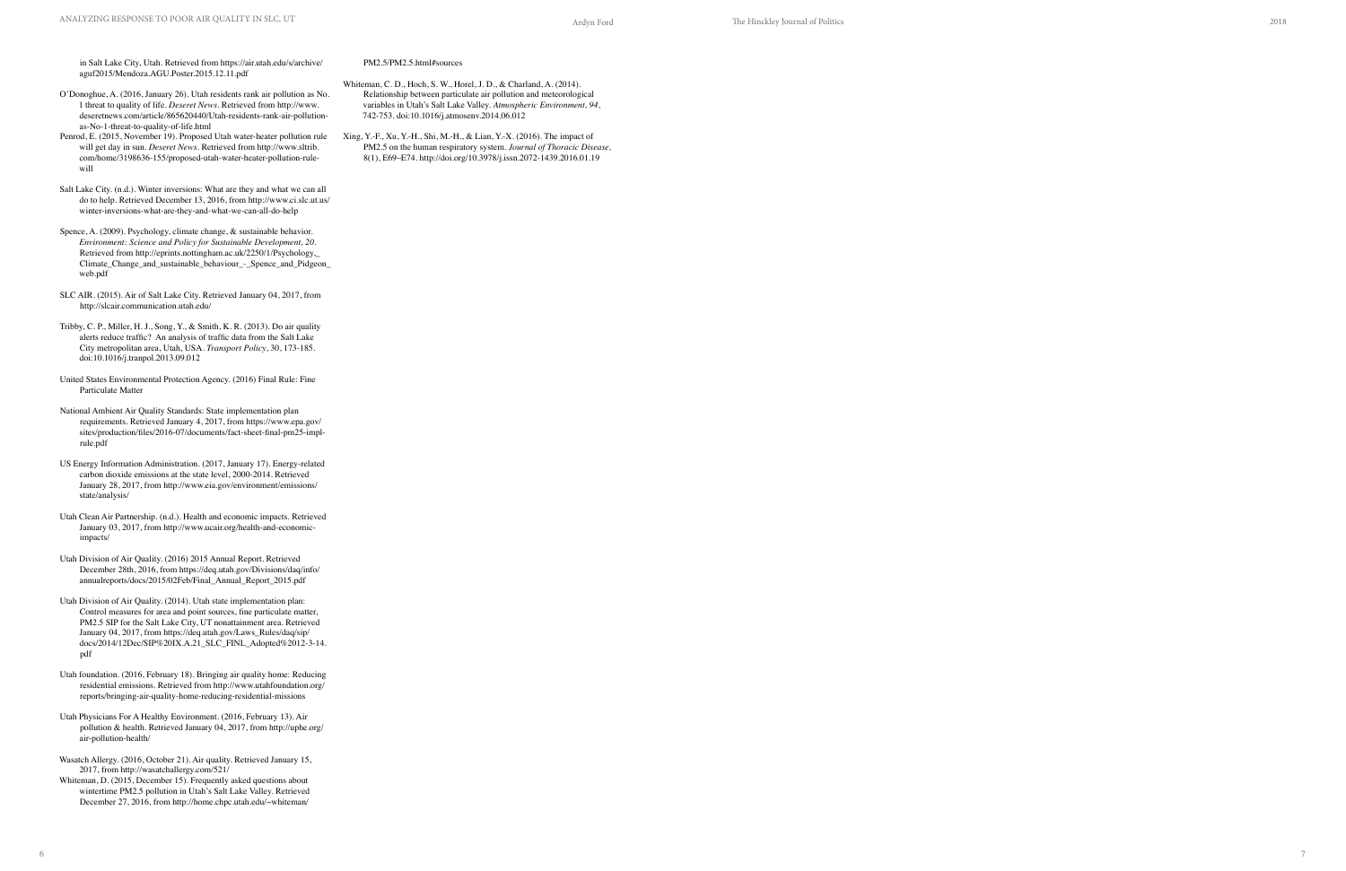in Salt Lake City, Utah. Retrieved from https://air.utah.edu/s/archive/aguf2015/Mendoza.AGU.Poster.2015.12.11.pdf

O'Donoghue, A. (2016, January 26). Utah residents rank air pollution as No. 1 threat to quality of life. *Deseret News*. Retrieved from http://www.deseretnews.com/article/865620440/Utah-residents-rank-air-pollution-as-No-1-threat-to-quality-of-life.html

Penrod, E. (2015, November 19). Proposed Utah water-heater pollution rule will get day in sun. *Deseret News*. Retrieved from http://www.sltrib.com/home/3198636-155/proposed-utah-water-heater-pollution-rule-will

Salt Lake City. (n.d.). Winter inversions: What are they and what we can all do to help. Retrieved December 13, 2016, from http://www.ci.slc.ut.us/winter-inversions-what-are-they-and-what-we-can-all-do-help

Spence, A. (2009). Psychology, climate change, & sustainable behavior. *Environment: Science and Policy for Sustainable Development, 20*. Retrieved from http://eprints.nottingham.ac.uk/2250/1/Psychology,_Climate_Change_and_sustainable_behaviour_-_Spence_and_Pidgeon_web.pdf

SLC AIR. (2015). Air of Salt Lake City. Retrieved January 04, 2017, from http://slcair.communication.utah.edu/

Tribby, C. P., Miller, H. J., Song, Y., & Smith, K. R. (2013). Do air quality alerts reduce traffic? An analysis of traffic data from the Salt Lake City metropolitan area, Utah, USA. *Transport Policy*, 30, 173-185. doi:10.1016/j.tranpol.2013.09.012

United States Environmental Protection Agency. (2016) Final Rule: Fine Particulate Matter

National Ambient Air Quality Standards: State implementation plan requirements. Retrieved January 4, 2017, from https://www.epa.gov/sites/production/files/2016-07/documents/fact-sheet-final-pm25-impl-rule.pdf

US Energy Information Administration. (2017, January 17). Energy-related carbon dioxide emissions at the state level, 2000-2014. Retrieved January 28, 2017, from http://www.eia.gov/environment/emissions/state/analysis/

Utah Clean Air Partnership. (n.d.). Health and economic impacts. Retrieved January 03, 2017, from http://www.ucair.org/health-and-economic-impacts/

Utah Division of Air Quality. (2016) 2015 Annual Report. Retrieved December 28th, 2016, from https://deq.utah.gov/Divisions/daq/info/annualreports/docs/2015/02Feb/Final_Annual_Report_2015.pdf

Utah Division of Air Quality. (2014). Utah state implementation plan: Control measures for area and point sources, fine particulate matter, PM2.5 SIP for the Salt Lake City, UT nonattainment area. Retrieved January 04, 2017, from https://deq.utah.gov/Laws_Rules/daq/sip/docs/2014/12Dec/SIP%20IX.A.21_SLC_FINL_Adopted%2012-3-14.pdf

Utah foundation. (2016, February 18). Bringing air quality home: Reducing residential emissions. Retrieved from http://www.utahfoundation.org/reports/bringing-air-quality-home-reducing-residential-missions

Utah Physicians For A Healthy Environment. (2016, February 13). Air pollution & health. Retrieved January 04, 2017, from http://uphe.org/air-pollution-health/

Wasatch Allergy. (2016, October 21). Air quality. Retrieved January 15, 2017, from http://wasatchallergy.com/521/

Whiteman, D. (2015, December 15). Frequently asked questions about wintertime PM2.5 pollution in Utah's Salt Lake Valley. Retrieved December 27, 2016, from http://home.chpc.utah.edu/~whiteman/PM2.5/PM2.5.html#sources

Whiteman, C. D., Hoch, S. W., Horel, J. D., & Charland, A. (2014). Relationship between particulate air pollution and meteorological variables in Utah's Salt Lake Valley. *Atmospheric Environment*, *94*, 742-753. doi:10.1016/j.atmosenv.2014.06.012

Xing, Y.-F., Xu, Y.-H., Shi, M.-H., & Lian, Y.-X. (2016). The impact of PM2.5 on the human respiratory system. *Journal of Thoracic Disease*, 8(1), E69–E74. http://doi.org/10.3978/j.issn.2072-1439.2016.01.19